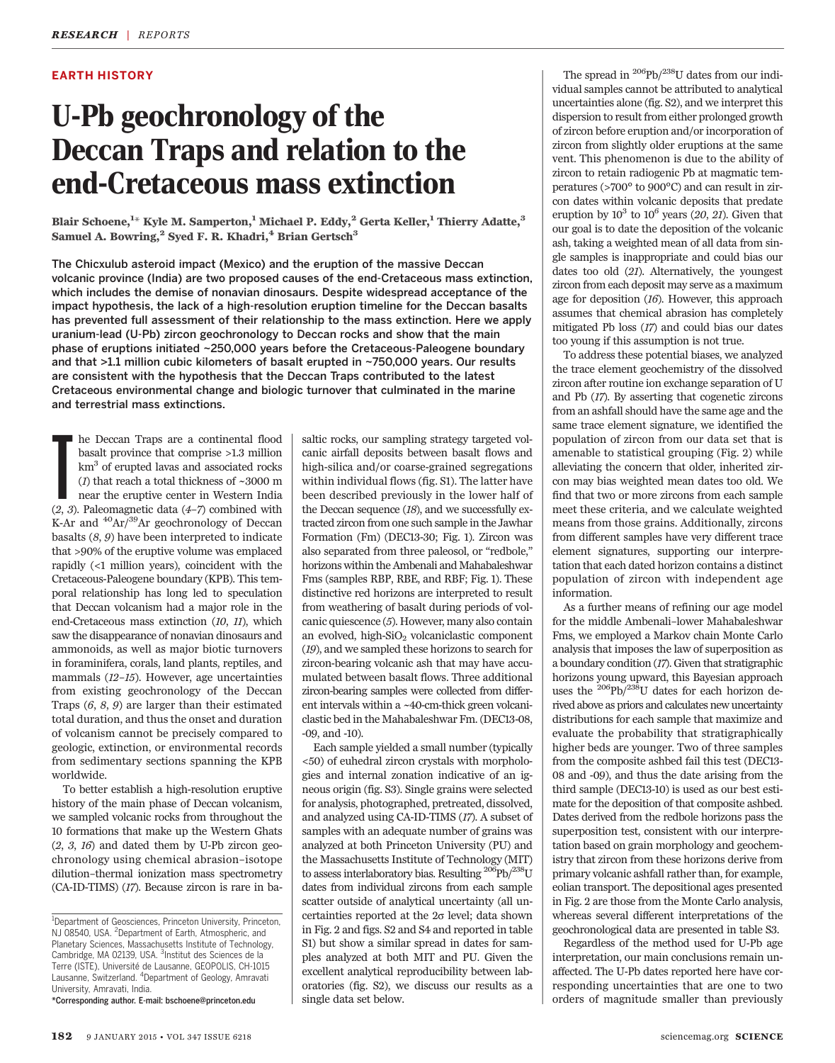EARTH HISTORY

# U-Pb geochronology of the Deccan Traps and relation to the end-Cretaceous mass extinction

**Blair Schoene,[1]* Kyle M. Samperton,[1] Michael P. Eddy,[2] Gerta Keller,[1] Thierry Adatte,[3] Samuel A. Bowring,[2] Syed F. R. Khadri,[4] Brian Gertsch[3]**

**The Chicxulub asteroid impact (Mexico) and the eruption of the massive Deccan volcanic province (India) are two proposed causes of the end-Cretaceous mass extinction, which includes the demise of nonavian dinosaurs. Despite widespread acceptance of the impact hypothesis, the lack of a high-resolution eruption timeline for the Deccan basalts has prevented full assessment of their relationship to the mass extinction. Here we apply uranium-lead (U-Pb) zircon geochronology to Deccan rocks and show that the main phase of eruptions initiated ~250,000 years before the Cretaceous-Paleogene boundary and that >1.1 million cubic kilometers of basalt erupted in ~750,000 years. Our results are consistent with the hypothesis that the Deccan Traps contributed to the latest Cretaceous environmental change and biologic turnover that culminated in the marine and terrestrial mass extinctions.**

The Deccan Traps are a continental flood basalt province that comprise >1.3 million $km^3$ of erupted lavas and associated rocks (*1*) that reach a total thickness of ~3000 m near the eruptive center in Western India (*2*, *3*). Paleomagnetic data (*4*–*7*) combined with K-Ar and $^{40}Ar/^{39}Ar$ geochronology of Deccan basalts (*8*, *9*) have been interpreted to indicate that >90% of the eruptive volume was emplaced rapidly (<1 million years), coincident with the Cretaceous-Paleogene boundary (KPB). This temporal relationship has long led to speculation that Deccan volcanism had a major role in the end-Cretaceous mass extinction (*10*, *11*), which saw the disappearance of nonavian dinosaurs and ammonoids, as well as major biotic turnovers in foraminifera, corals, land plants, reptiles, and mammals (*12*–*15*). However, age uncertainties from existing geochronology of the Deccan Traps (*6*, *8*, *9*) are larger than their estimated total duration, and thus the onset and duration of volcanism cannot be precisely compared to geologic, extinction, or environmental records from sedimentary sections spanning the KPB worldwide.

To better establish a high-resolution eruptive history of the main phase of Deccan volcanism, we sampled volcanic rocks from throughout the 10 formations that make up the Western Ghats (*2*, *3*, *16*) and dated them by U-Pb zircon geochronology using chemical abrasion–isotope dilution–thermal ionization mass spectrometry (CA-ID-TIMS) (*17*). Because zircon is rare in basaltic rocks, our sampling strategy targeted volcanic airfall deposits between basalt flows and high-silica and/or coarse-grained segregations within individual flows (fig. S1). The latter have been described previously in the lower half of the Deccan sequence (*18*), and we successfully extracted zircon from one such sample in the Jawhar Formation (Fm) (DEC13-30; Fig. 1). Zircon was also separated from three paleosol, or "redbole," horizons within the Ambenali and Mahabaleshwar Fms (samples RBP, RBE, and RBF; Fig. 1). These distinctive red horizons are interpreted to result from weathering of basalt during periods of volcanic quiescence (*5*). However, many also contain an evolved, high-$SiO_2$ volcaniclastic component (*19*), and we sampled these horizons to search for zircon-bearing volcanic ash that may have accumulated between basalt flows. Three additional zircon-bearing samples were collected from different intervals within a ~40-cm-thick green volcaniclastic bed in the Mahabaleshwar Fm. (DEC13-08, -09, and -10).

Each sample yielded a small number (typically <50) of euhedral zircon crystals with morphologies and internal zonation indicative of an igneous origin (fig. S3). Single grains were selected for analysis, photographed, pretreated, dissolved, and analyzed using CA-ID-TIMS (*17*). A subset of samples with an adequate number of grains was analyzed at both Princeton University (PU) and the Massachusetts Institute of Technology (MIT) to assess interlaboratory bias. Resulting $^{206}Pb/^{238}U$ dates from individual zircons from each sample scatter outside of analytical uncertainty (all uncertainties reported at the 2σ level; data shown in Fig. 2 and figs. S2 and S4 and reported in table S1) but show a similar spread in dates for samples analyzed at both MIT and PU. Given the excellent analytical reproducibility between laboratories (fig. S2), we discuss our results as a single data set below.

The spread in $^{206}Pb/^{238}U$ dates from our individual samples cannot be attributed to analytical uncertainties alone (fig. S2), and we interpret this dispersion to result from either prolonged growth of zircon before eruption and/or incorporation of zircon from slightly older eruptions at the same vent. This phenomenon is due to the ability of zircon to retain radiogenic Pb at magmatic temperatures (>700° to 900°C) and can result in zircon dates within volcanic deposits that predate eruption by $10^3$ to $10^6$ years (*20*, *21*). Given that our goal is to date the deposition of the volcanic ash, taking a weighted mean of all data from single samples is inappropriate and could bias our dates too old (*21*). Alternatively, the youngest zircon from each deposit may serve as a maximum age for deposition (*16*). However, this approach assumes that chemical abrasion has completely mitigated Pb loss (*17*) and could bias our dates too young if this assumption is not true.

To address these potential biases, we analyzed the trace element geochemistry of the dissolved zircon after routine ion exchange separation of U and Pb (*17*). By asserting that cogenetic zircons from an ashfall should have the same age and the same trace element signature, we identified the population of zircon from our data set that is amenable to statistical grouping (Fig. 2) while alleviating the concern that older, inherited zircon may bias weighted mean dates too old. We find that two or more zircons from each sample meet these criteria, and we calculate weighted means from those grains. Additionally, zircons from different samples have very different trace element signatures, supporting our interpretation that each dated horizon contains a distinct population of zircon with independent age information.

As a further means of refining our age model for the middle Ambenali–lower Mahabaleshwar Fms, we employed a Markov chain Monte Carlo analysis that imposes the law of superposition as a boundary condition (*17*). Given that stratigraphic horizons young upward, this Bayesian approach uses the $^{206}Pb/^{238}U$ dates for each horizon derived above as priors and calculates new uncertainty distributions for each sample that maximize and evaluate the probability that stratigraphically higher beds are younger. Two of three samples from the composite ashbed fail this test (DEC13-08 and -09), and thus the date arising from the third sample (DEC13-10) is used as our best estimate for the deposition of that composite ashbed. Dates derived from the redbole horizons pass the superposition test, consistent with our interpretation based on grain morphology and geochemistry that zircon from these horizons derive from primary volcanic ashfall rather than, for example, eolian transport. The depositional ages presented in Fig. 2 are those from the Monte Carlo analysis, whereas several different interpretations of the geochronological data are presented in table S3.

Regardless of the method used for U-Pb age interpretation, our main conclusions remain unaffected. The U-Pb dates reported here have corresponding uncertainties that are one to two orders of magnitude smaller than previously

[1]Department of Geosciences, Princeton University, Princeton, NJ 08540, USA. [2]Department of Earth, Atmospheric, and Planetary Sciences, Massachusetts Institute of Technology, Cambridge, MA 02139, USA. [3]Institut des Sciences de la Terre (ISTE), Université de Lausanne, GEOPOLIS, CH-1015 Lausanne, Switzerland. [4]Department of Geology, Amravati University, Amravati, India.
*Corresponding author. E-mail: bschoene@princeton.edu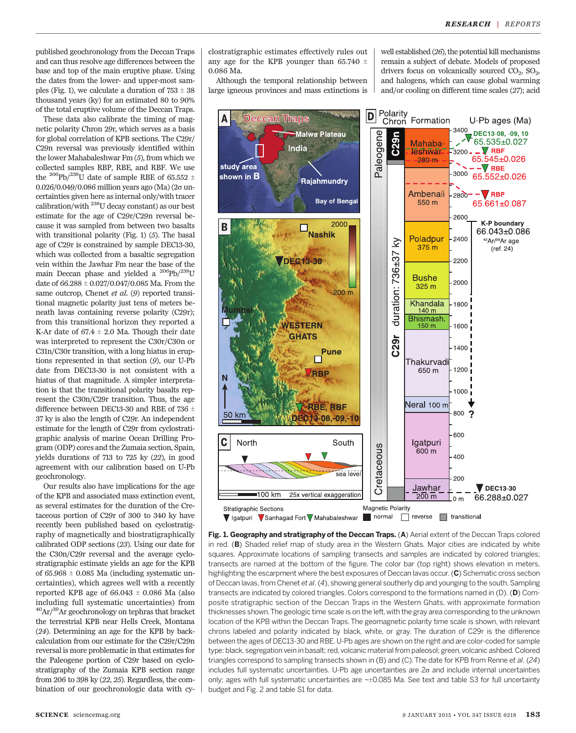published geochronology from the Deccan Traps and can thus resolve age differences between the base and top of the main eruptive phase. Using the dates from the lower- and upper-most samples (Fig. 1), we calculate a duration of 753 ± 38 thousand years (ky) for an estimated 80 to 90% of the total eruptive volume of the Deccan Traps.

These data also calibrate the timing of magnetic polarity Chron 29r, which serves as a basis for global correlation of KPB sections. The C29r/C29n reversal was previously identified within the lower Mahabaleshwar Fm (5), from which we collected samples RBP, RBE, and RBF. We use the $^{206}Pb/^{238}U$ date of sample RBE of 65.552 ± 0.026/0.049/0.086 million years ago (Ma) (2σ uncertainties given here as internal only/with tracer calibration/with $^{238}U$ decay constant) as our best estimate for the age of C29r/C29n reversal because it was sampled from between two basalts with transitional polarity (Fig. 1) (5). The basal age of C29r is constrained by sample DEC13-30, which was collected from a basaltic segregation vein within the Jawhar Fm near the base of the main Deccan phase and yielded a $^{206}Pb/^{238}U$ date of 66.288 ± 0.027/0.047/0.085 Ma. From the same outcrop, Chenet *et al.* (9) reported transitional magnetic polarity just tens of meters beneath lavas containing reverse polarity (C29r); from this transitional horizon they reported a K-Ar date of 67.4 ± 2.0 Ma. Though their date was interpreted to represent the C30r/C30n or C31n/C30r transition, with a long hiatus in eruptions represented in that section (9), our U-Pb date from DEC13-30 is not consistent with a hiatus of that magnitude. A simpler interpretation is that the transitional polarity basalts represent the C30n/C29r transition. Thus, the age difference between DEC13-30 and RBE of 736 ± 37 ky is also the length of C29r. An independent estimate for the length of C29r from cyclostratigraphic analysis of marine Ocean Drilling Program (ODP) cores and the Zumaia section, Spain, yields durations of 713 to 725 ky (22), in good agreement with our calibration based on U-Pb geochronology.

Our results also have implications for the age of the KPB and associated mass extinction event, as several estimates for the duration of the Cretaceous portion of C29r of 300 to 340 ky have recently been published based on cyclostratigraphy of magnetically and biostratigraphically calibrated ODP sections (23). Using our date for the C30n/C29r reversal and the average cyclostratigraphic estimate yields an age for the KPB of 65.968 ± 0.085 Ma (including systematic uncertainties), which agrees well with a recently reported KPB age of 66.043 ± 0.086 Ma (also including full systematic uncertainties) from $^{40}Ar/^{39}Ar$ geochronology on tephras that bracket the terrestrial KPB near Hells Creek, Montana (24). Determining an age for the KPB by back-calculation from our estimate for the C29r/C29n reversal is more problematic in that estimates for the Paleogene portion of C29r based on cyclostratigraphy of the Zumaia KPB section range from 206 to 398 ky (22, 25). Regardless, the combination of our geochronologic data with cyclostratigraphic estimates effectively rules out any age for the KPB younger than 65.740 ± 0.086 Ma.

Although the temporal relationship between large igneous provinces and mass extinctions is well established (26), the potential kill mechanisms remain a subject of debate. Models of proposed drivers focus on volcanically sourced $CO_2$, $SO_2$, and halogens, which can cause global warming and/or cooling on different time scales (27); acid

**Fig. 1. Geography and stratigraphy of the Deccan Traps.** (**A**) Aerial extent of the Deccan Traps colored in red. (**B**) Shaded relief map of study area in the Western Ghats. Major cities are indicated by white squares. Approximate locations of sampling transects and samples are indicated by colored triangles; transects are named at the bottom of the figure. The color bar (top right) shows elevation in meters, highlighting the escarpment where the best exposures of Deccan lavas occur. (**C**) Schematic cross section of Deccan lavas, from Chenet *et al.* (4), showing general southerly dip and younging to the south. Sampling transects are indicated by colored triangles. Colors correspond to the formations named in (D). (**D**) Composite stratigraphic section of the Deccan Traps in the Western Ghats, with approximate formation thicknesses shown. The geologic time scale is on the left, with the gray area corresponding to the unknown location of the KPB within the Deccan Traps. The geomagnetic polarity time scale is shown, with relevant chrons labeled and polarity indicated by black, white, or gray. The duration of C29r is the difference between the ages of DEC13-30 and RBE. U-Pb ages are shown on the right and are color-coded for sample type: black, segregation vein in basalt; red, volcanic material from paleosol; green, volcanic ashbed. Colored triangles correspond to sampling transects shown in (B) and (C). The date for KPB from Renne *et al.* (24) includes full systematic uncertainties. U-Pb age uncertainties are 2σ and include internal uncertainties only; ages with full systematic uncertainties are ~±0.085 Ma. See text and table S3 for full uncertainty budget and Fig. 2 and table S1 for data.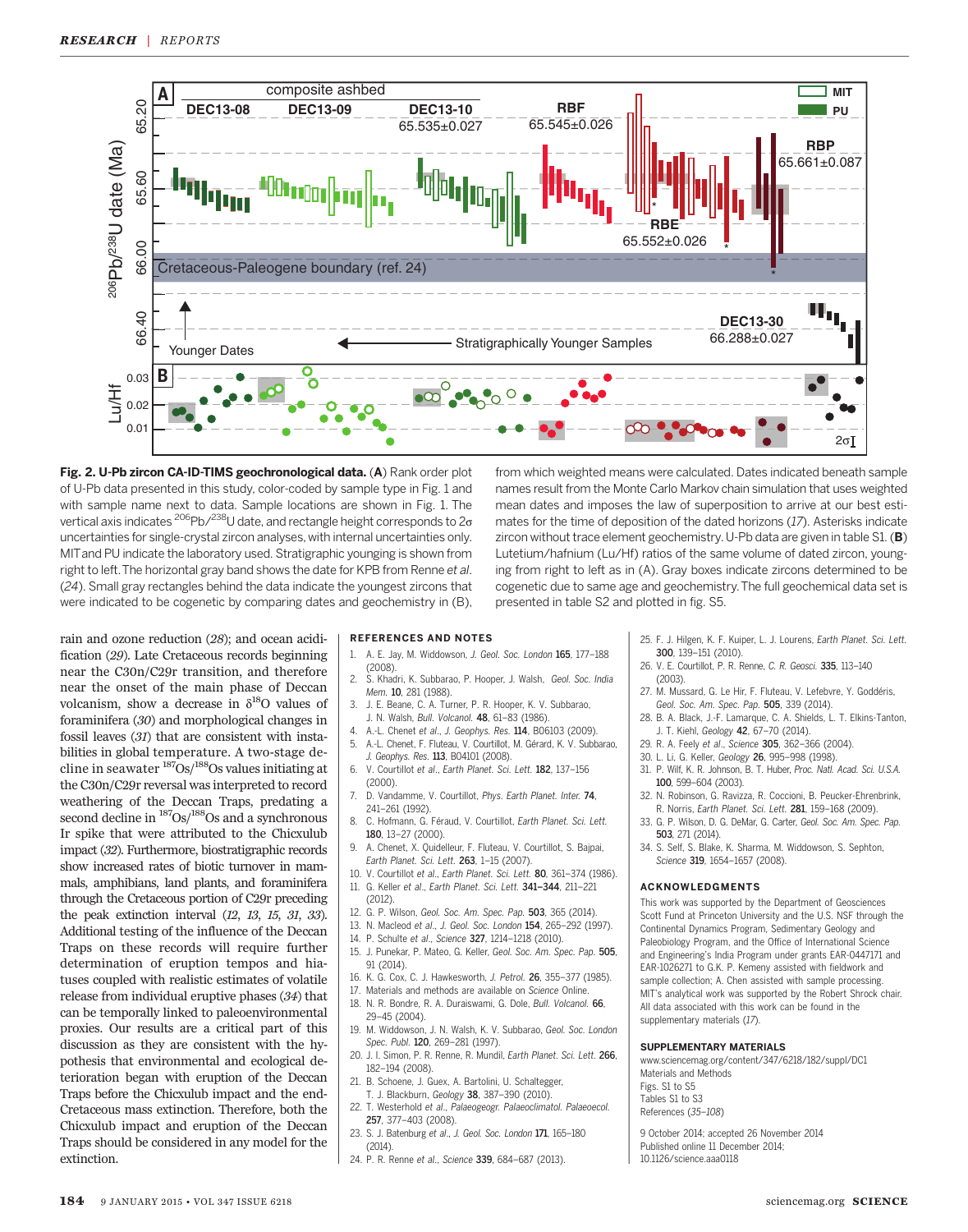A composite ashbed
DEC13-08 DEC13-09 DEC13-10
65.535±0.027
RBF
65.545±0.026
RBP
65.661±0.087
RBE
65.552±0.026
MIT
PU
Cretaceous-Paleogene boundary (ref. 24)
DEC13-30
66.288±0.027
Younger Dates
Stratigraphically Younger Samples
$^{206}$Pb/$^{238}$U date (Ma)
65.20
65.60
66.00
66.40
B
Lu/Hf
0.03
0.02
0.01
2σ

**Fig. 2. U-Pb zircon CA-ID-TIMS geochronological data.** (**A**) Rank order plot of U-Pb data presented in this study, color-coded by sample type in Fig. 1 and with sample name next to data. Sample locations are shown in Fig. 1. The vertical axis indicates $^{206}$Pb/$^{238}$U date, and rectangle height corresponds to 2σ uncertainties for single-crystal zircon analyses, with internal uncertainties only. MIT and PU indicate the laboratory used. Stratigraphic younging is shown from right to left. The horizontal gray band shows the date for KPB from Renne *et al.* (*24*). Small gray rectangles behind the data indicate the youngest zircons that were indicated to be cogenetic by comparing dates and geochemistry in (B), from which weighted means were calculated. Dates indicated beneath sample names result from the Monte Carlo Markov chain simulation that uses weighted mean dates and imposes the law of superposition to arrive at our best estimates for the time of deposition of the dated horizons (*17*). Asterisks indicate zircon without trace element geochemistry. U-Pb data are given in table S1. (**B**) Lutetium/hafnium (Lu/Hf) ratios of the same volume of dated zircon, younging from right to left as in (A). Gray boxes indicate zircons determined to be cogenetic due to same age and geochemistry. The full geochemical data set is presented in table S2 and plotted in fig. S5.

rain and ozone reduction (*28*); and ocean acidification (*29*). Late Cretaceous records beginning near the C30n/C29r transition, and therefore near the onset of the main phase of Deccan volcanism, show a decrease in $\delta^{18}$O values of foraminifera (*30*) and morphological changes in fossil leaves (*31*) that are consistent with instabilities in global temperature. A two-stage decline in seawater $^{187}$Os/$^{188}$Os values initiating at the C30n/C29r reversal was interpreted to record weathering of the Deccan Traps, predating a second decline in $^{187}$Os/$^{188}$Os and a synchronous Ir spike that were attributed to the Chicxulub impact (*32*). Furthermore, biostratigraphic records show increased rates of biotic turnover in mammals, amphibians, land plants, and foraminifera through the Cretaceous portion of C29r preceding the peak extinction interval (*12*, *13*, *15*, *31*, *33*). Additional testing of the influence of the Deccan Traps on these records will require further determination of eruption tempos and hiatuses coupled with realistic estimates of volatile release from individual eruptive phases (*34*) that can be temporally linked to paleoenvironmental proxies. Our results are a critical part of this discussion as they are consistent with the hypothesis that environmental and ecological deterioration began with eruption of the Deccan Traps before the Chicxulub impact and the end-Cretaceous mass extinction. Therefore, both the Chicxulub impact and eruption of the Deccan Traps should be considered in any model for the extinction.

## REFERENCES AND NOTES

1. A. E. Jay, M. Widdowson, *J. Geol. Soc. London* **165**, 177–188 (2008).
2. S. Khadri, K. Subbarao, P. Hooper, J. Walsh, *Geol. Soc. India Mem.* **10**, 281 (1988).
3. J. E. Beane, C. A. Turner, P. R. Hooper, K. V. Subbarao, J. N. Walsh, *Bull. Volcanol.* **48**, 61–83 (1986).
4. A.-L. Chenet *et al.*, *J. Geophys. Res.* **114**, B06103 (2009).
5. A.-L. Chenet, F. Fluteau, V. Courtillot, M. Gérard, K. V. Subbarao, *J. Geophys. Res.* **113**, B04101 (2008).
6. V. Courtillot *et al.*, *Earth Planet. Sci. Lett.* **182**, 137–156 (2000).
7. D. Vandamme, V. Courtillot, *Phys. Earth Planet. Inter.* **74**, 241–261 (1992).
8. C. Hofmann, G. Féraud, V. Courtillot, *Earth Planet. Sci. Lett.* **180**, 13–27 (2000).
9. A. Chenet, X. Quidelleur, F. Fluteau, V. Courtillot, S. Bajpai, *Earth Planet. Sci. Lett.* **263**, 1–15 (2007).
10. V. Courtillot *et al.*, *Earth Planet. Sci. Lett.* **80**, 361–374 (1986).
11. G. Keller *et al.*, *Earth Planet. Sci. Lett.* **341–344**, 211–221 (2012).
12. G. P. Wilson, *Geol. Soc. Am. Spec. Pap.* **503**, 365 (2014).
13. N. Macleod *et al.*, *J. Geol. Soc. London* **154**, 265–292 (1997).
14. P. Schulte *et al.*, *Science* **327**, 1214–1218 (2010).
15. J. Punekar, P. Mateo, G. Keller, *Geol. Soc. Am. Spec. Pap.* **505**, 91 (2014).
16. K. G. Cox, C. J. Hawkesworth, *J. Petrol.* **26**, 355–377 (1985).
17. Materials and methods are available on *Science* Online.
18. N. R. Bondre, R. A. Duraiswami, G. Dole, *Bull. Volcanol.* **66**, 29–45 (2004).
19. M. Widdowson, J. N. Walsh, K. V. Subbarao, *Geol. Soc. London Spec. Publ.* **120**, 269–281 (1997).
20. J. I. Simon, P. R. Renne, R. Mundil, *Earth Planet. Sci. Lett.* **266**, 182–194 (2008).
21. B. Schoene, J. Guex, A. Bartolini, U. Schaltegger, T. J. Blackburn, *Geology* **38**, 387–390 (2010).
22. T. Westerhold *et al.*, *Palaeogeogr. Palaeoclimatol. Palaeoecol.* **257**, 377–403 (2008).
23. S. J. Batenburg *et al.*, *J. Geol. Soc. London* **171**, 165–180 (2014).
24. P. R. Renne *et al.*, *Science* **339**, 684–687 (2013).
25. F. J. Hilgen, K. F. Kuiper, L. J. Lourens, *Earth Planet. Sci. Lett.* **300**, 139–151 (2010).
26. V. E. Courtillot, P. R. Renne, *C. R. Geosci.* **335**, 113–140 (2003).
27. M. Mussard, G. Le Hir, F. Fluteau, V. Lefebvre, Y. Goddéris, *Geol. Soc. Am. Spec. Pap.* **505**, 339 (2014).
28. B. A. Black, J.-F. Lamarque, C. A. Shields, L. T. Elkins-Tanton, J. T. Kiehl, *Geology* **42**, 67–70 (2014).
29. R. A. Feely *et al.*, *Science* **305**, 362–366 (2004).
30. L. Li, G. Keller, *Geology* **26**, 995–998 (1998).
31. P. Wilf, K. R. Johnson, B. T. Huber, *Proc. Natl. Acad. Sci. U.S.A.* **100**, 599–604 (2003).
32. N. Robinson, G. Ravizza, R. Coccioni, B. Peucker-Ehrenbrink, R. Norris, *Earth Planet. Sci. Lett.* **281**, 159–168 (2009).
33. G. P. Wilson, D. G. DeMar, G. Carter, *Geol. Soc. Am. Spec. Pap.* **503**, 271 (2014).
34. S. Self, S. Blake, K. Sharma, M. Widdowson, S. Sephton, *Science* **319**, 1654–1657 (2008).

## ACKNOWLEDGMENTS

This work was supported by the Department of Geosciences Scott Fund at Princeton University and the U.S. NSF through the Continental Dynamics Program, Sedimentary Geology and Paleobiology Program, and the Office of International Science and Engineering's India Program under grants EAR-0447171 and EAR-1026271 to G.K. P. Kemeny assisted with fieldwork and sample collection; A. Chen assisted with sample processing. MIT's analytical work was supported by the Robert Shrock chair. All data associated with this work can be found in the supplementary materials (*17*).

## SUPPLEMENTARY MATERIALS

www.sciencemag.org/content/347/6218/182/suppl/DC1
Materials and Methods
Figs. S1 to S5
Tables S1 to S3
References (*35*–*108*)

9 October 2014; accepted 26 November 2014
Published online 11 December 2014;
10.1126/science.aaa0118